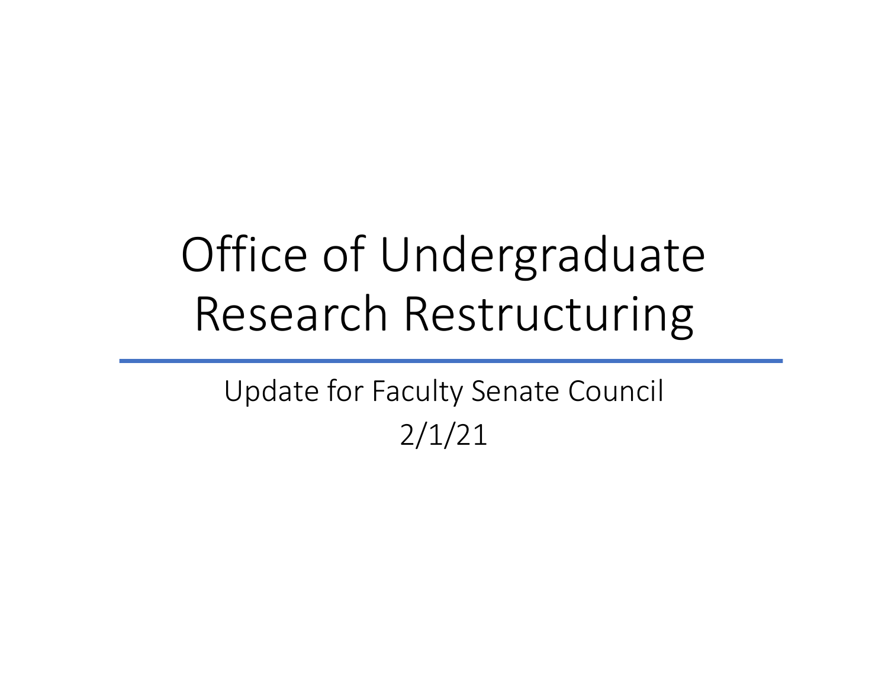# Office of Undergraduate Research Restructuring

Update for Faculty Senate Council

2/1/21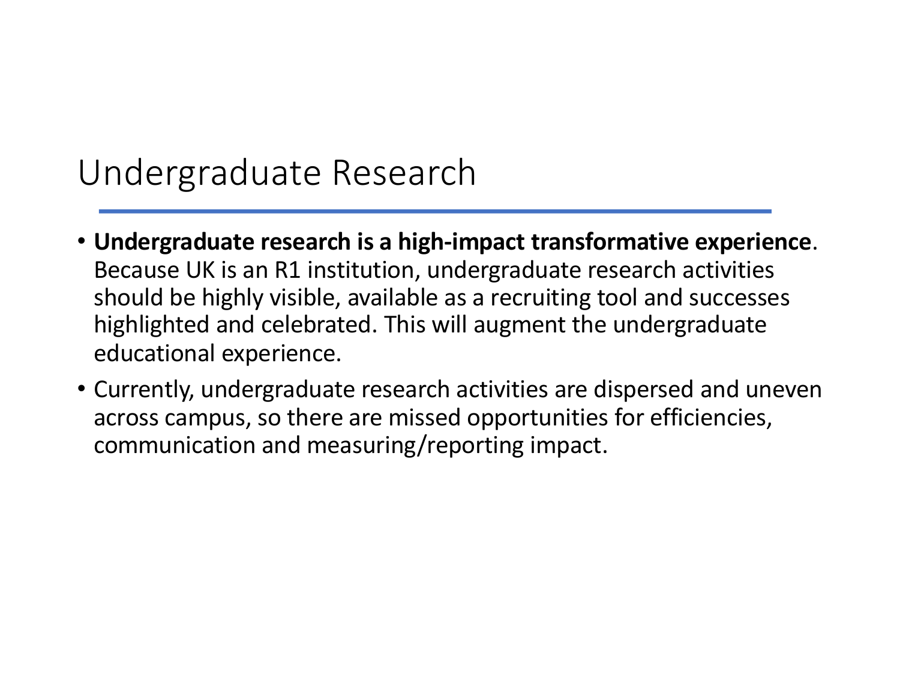# Undergraduate Research

- **Undergraduate research is a high-impact transformative experience**. Because UK is an R1 institution, undergraduate research activities should be highly visible, available as a recruiting tool and successes highlighted and celebrated. This will augment the undergraduate educational experience.
- Currently, undergraduate research activities are dispersed and uneven across campus, so there are missed opportunities for efficiencies, communication and measuring/reporting impact.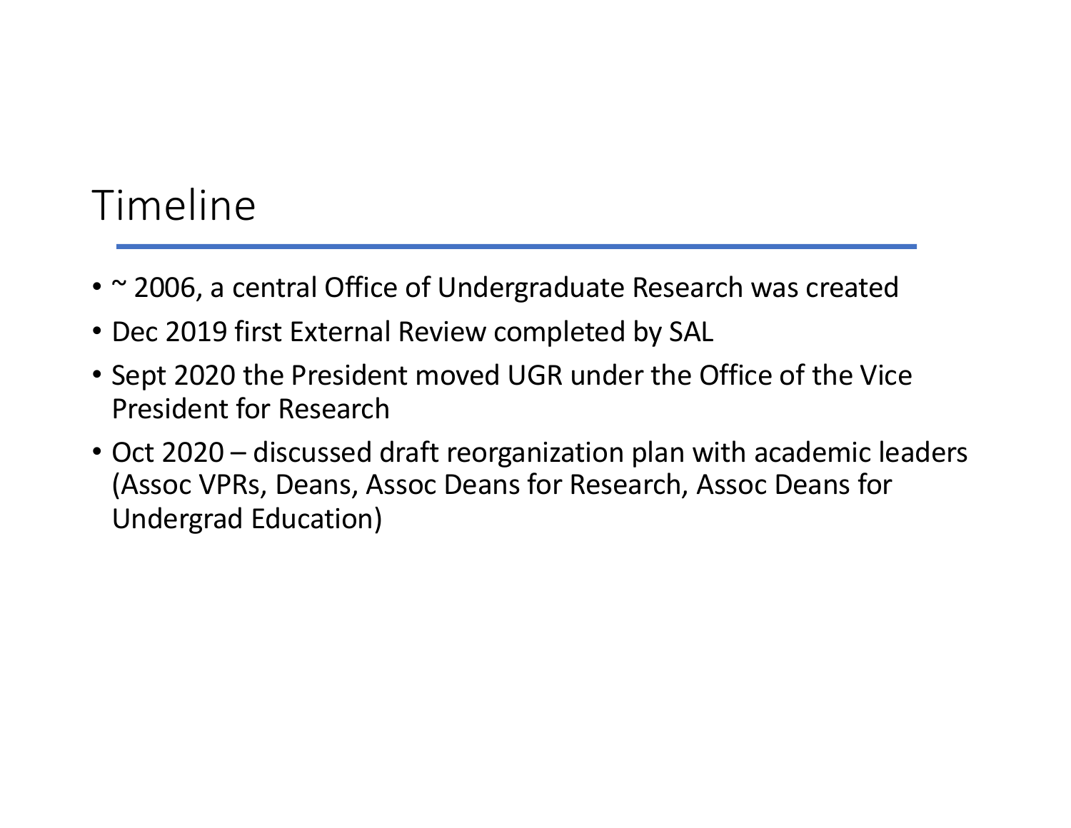# Timeline

- ~ 2006, a central Office of Undergraduate Research was created
- Dec 2019 first External Review completed by SAL
- Sept 2020 the President moved UGR under the Office of the Vice President for Research
- Oct 2020 – discussed draft reorganization plan with academic leaders (Assoc VPRs, Deans, Assoc Deans for Research, Assoc Deans for Undergrad Education)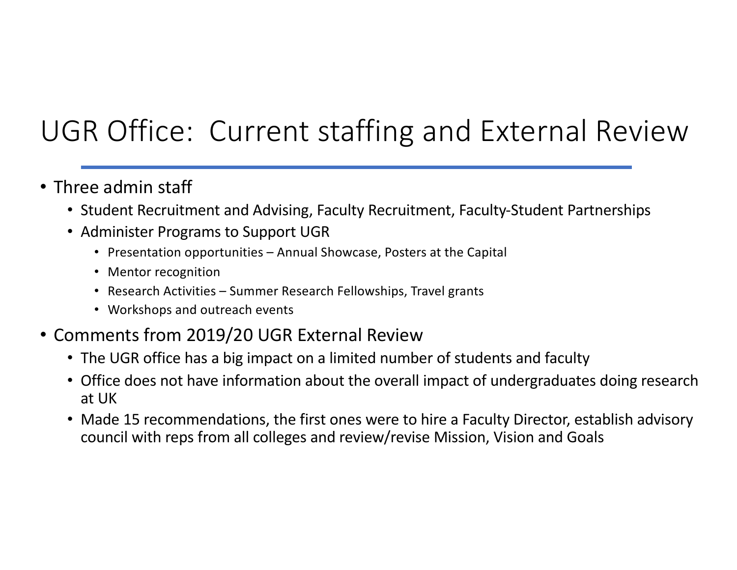# UGR Office: Current staffing and External Review

- Three admin staff
  - Student Recruitment and Advising, Faculty Recruitment, Faculty-Student Partnerships
  - Administer Programs to Support UGR
    - Presentation opportunities – Annual Showcase, Posters at the Capital
    - Mentor recognition
    - Research Activities – Summer Research Fellowships, Travel grants
    - Workshops and outreach events
- Comments from 2019/20 UGR External Review
  - The UGR office has a big impact on a limited number of students and faculty
  - Office does not have information about the overall impact of undergraduates doing research at UK
  - Made 15 recommendations, the first ones were to hire a Faculty Director, establish advisory council with reps from all colleges and review/revise Mission, Vision and Goals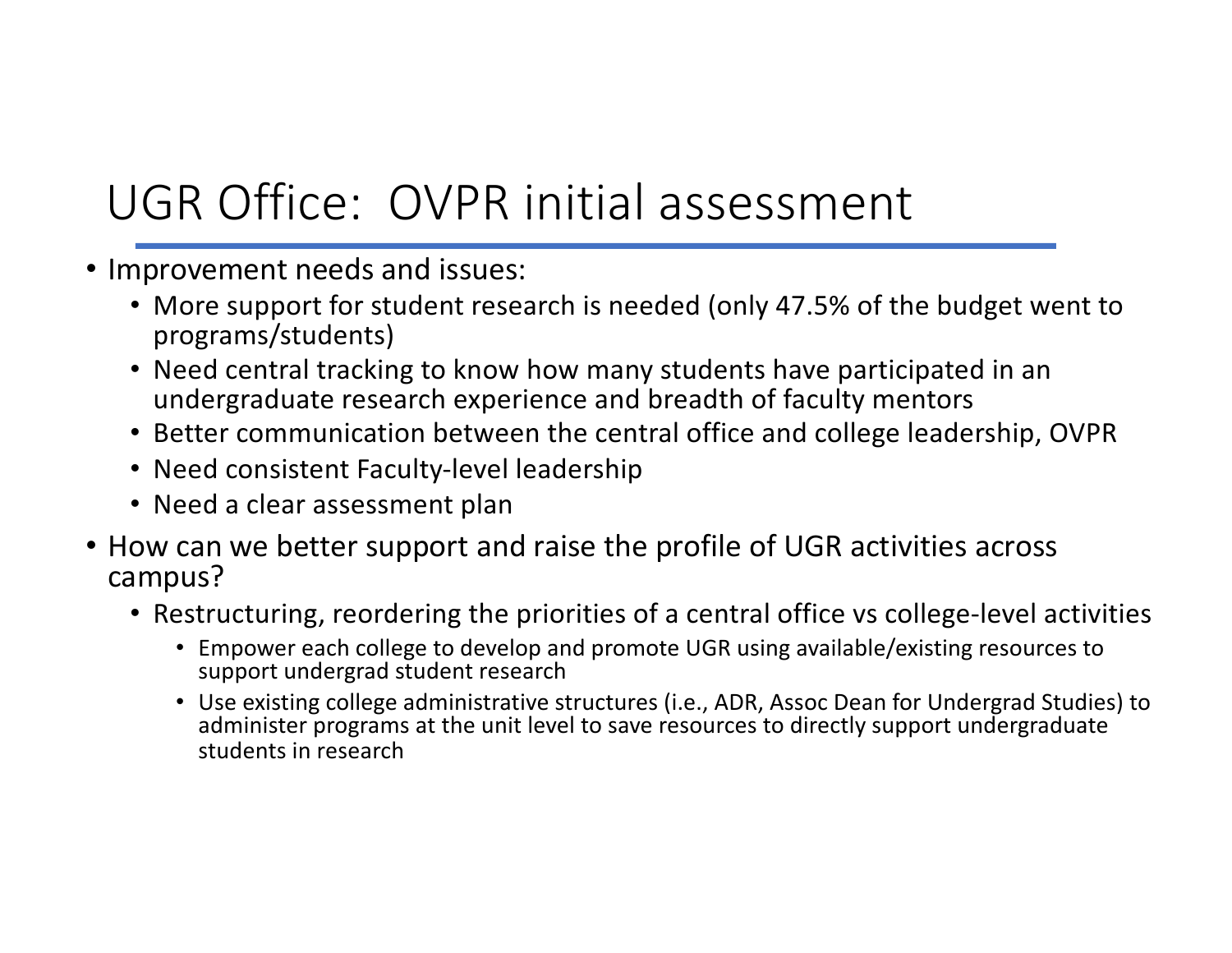# UGR Office: OVPR initial assessment

- Improvement needs and issues:
  - More support for student research is needed (only 47.5% of the budget went to programs/students)
  - Need central tracking to know how many students have participated in an undergraduate research experience and breadth of faculty mentors
  - Better communication between the central office and college leadership, OVPR
  - Need consistent Faculty-level leadership
  - Need a clear assessment plan
- How can we better support and raise the profile of UGR activities across campus?
  - Restructuring, reordering the priorities of a central office vs college-level activities
    - Empower each college to develop and promote UGR using available/existing resources to support undergrad student research
    - Use existing college administrative structures (i.e., ADR, Assoc Dean for Undergrad Studies) to administer programs at the unit level to save resources to directly support undergraduate students in research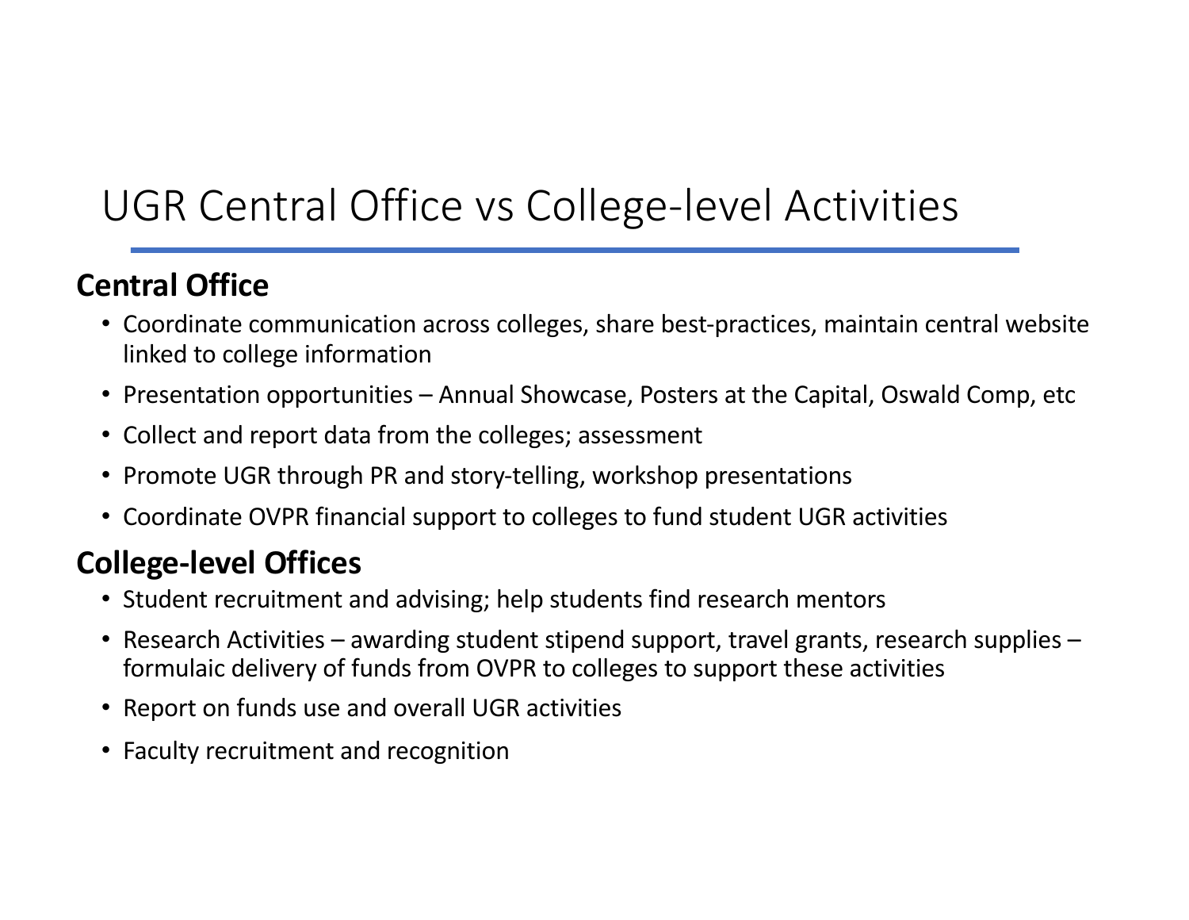# UGR Central Office vs College-level Activities

## Central Office

- Coordinate communication across colleges, share best-practices, maintain central website linked to college information
- Presentation opportunities – Annual Showcase, Posters at the Capital, Oswald Comp, etc
- Collect and report data from the colleges; assessment
- Promote UGR through PR and story-telling, workshop presentations
- Coordinate OVPR financial support to colleges to fund student UGR activities

## College-level Offices

- Student recruitment and advising; help students find research mentors
- Research Activities – awarding student stipend support, travel grants, research supplies – formulaic delivery of funds from OVPR to colleges to support these activities
- Report on funds use and overall UGR activities
- Faculty recruitment and recognition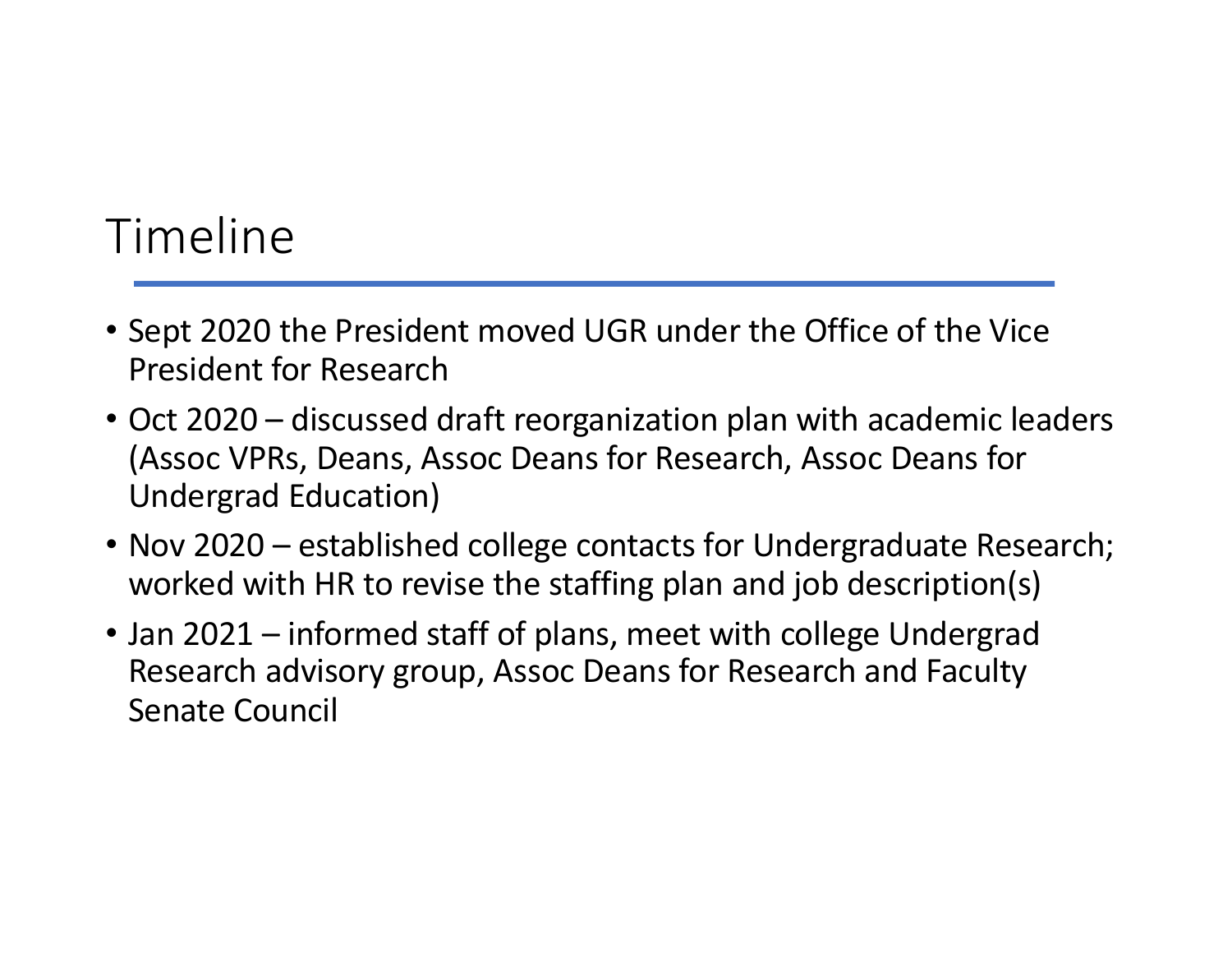# Timeline

- Sept 2020 the President moved UGR under the Office of the Vice President for Research
- Oct 2020 – discussed draft reorganization plan with academic leaders (Assoc VPRs, Deans, Assoc Deans for Research, Assoc Deans for Undergrad Education)
- Nov 2020 – established college contacts for Undergraduate Research; worked with HR to revise the staffing plan and job description(s)
- Jan 2021 – informed staff of plans, meet with college Undergrad Research advisory group, Assoc Deans for Research and Faculty Senate Council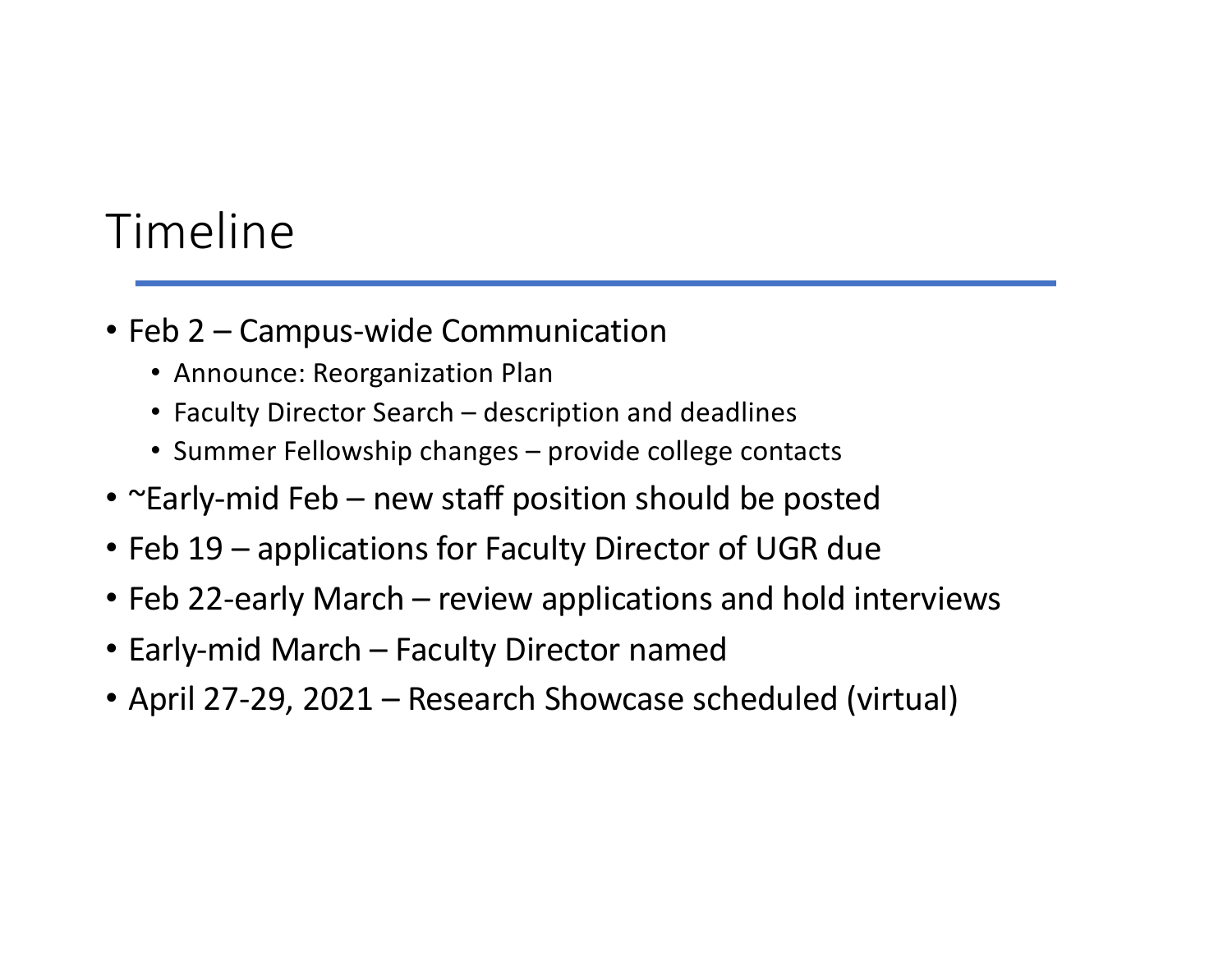# Timeline

- Feb 2 – Campus-wide Communication
  - Announce: Reorganization Plan
  - Faculty Director Search – description and deadlines
  - Summer Fellowship changes – provide college contacts
- ~Early-mid Feb – new staff position should be posted
- Feb 19 – applications for Faculty Director of UGR due
- Feb 22-early March – review applications and hold interviews
- Early-mid March – Faculty Director named
- April 27-29, 2021 – Research Showcase scheduled (virtual)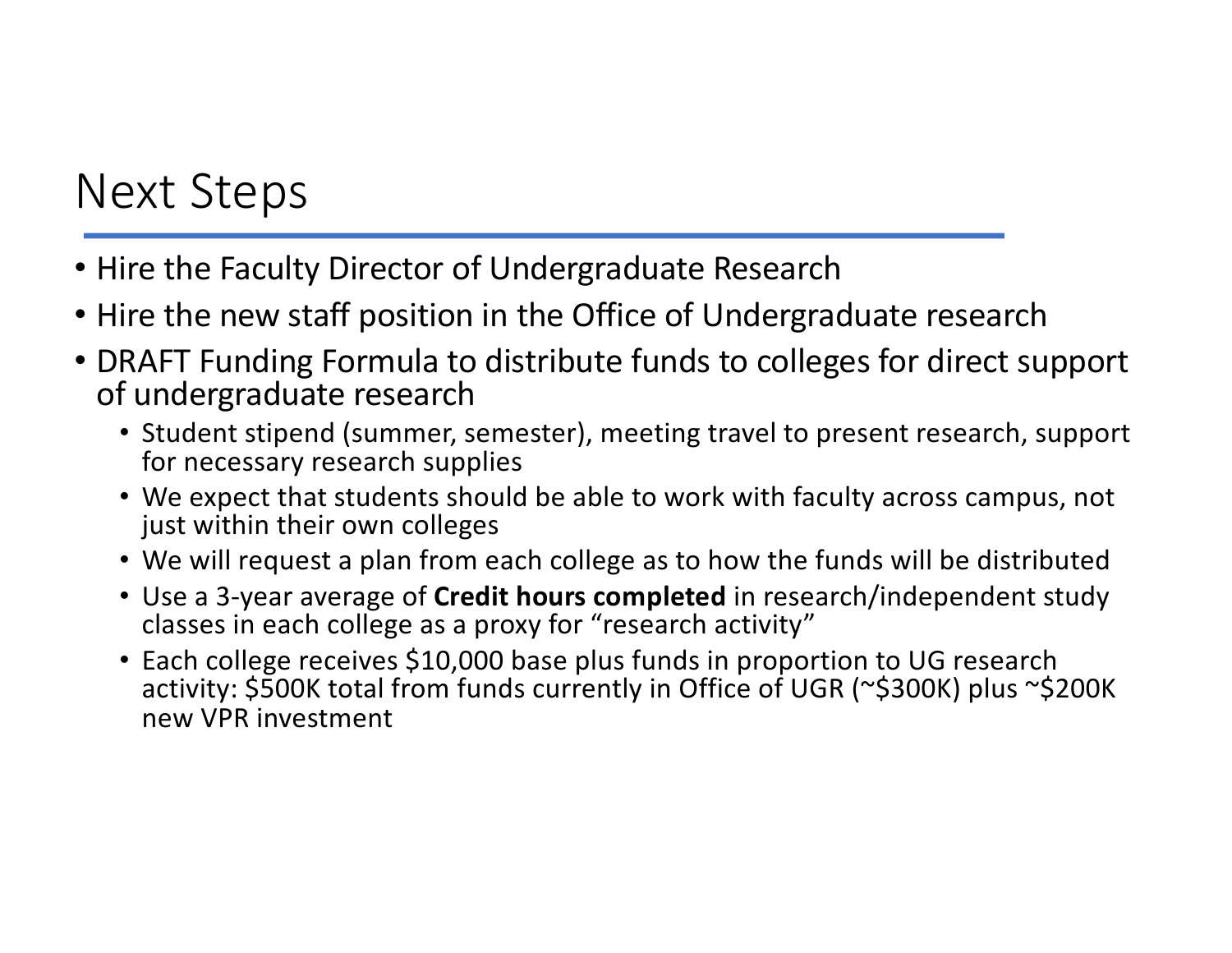# Next Steps

- Hire the Faculty Director of Undergraduate Research
- Hire the new staff position in the Office of Undergraduate research
- DRAFT Funding Formula to distribute funds to colleges for direct support of undergraduate research
  - Student stipend (summer, semester), meeting travel to present research, support for necessary research supplies
  - We expect that students should be able to work with faculty across campus, not just within their own colleges
  - We will request a plan from each college as to how the funds will be distributed
  - Use a 3-year average of **Credit hours completed** in research/independent study classes in each college as a proxy for "research activity"
  - Each college receives $10,000 base plus funds in proportion to UG research activity: $500K total from funds currently in Office of UGR (~$300K) plus ~$200K new VPR investment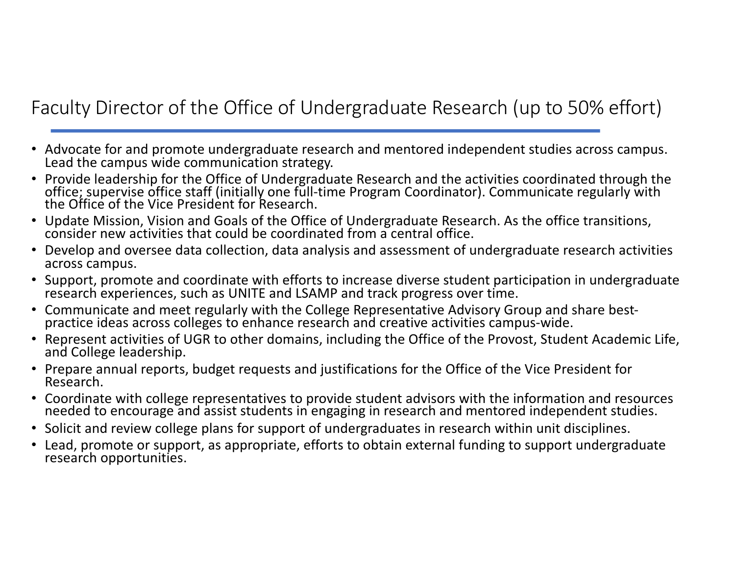# Faculty Director of the Office of Undergraduate Research (up to 50% effort)

- Advocate for and promote undergraduate research and mentored independent studies across campus. Lead the campus wide communication strategy.
- Provide leadership for the Office of Undergraduate Research and the activities coordinated through the office; supervise office staff (initially one full-time Program Coordinator). Communicate regularly with the Office of the Vice President for Research.
- Update Mission, Vision and Goals of the Office of Undergraduate Research. As the office transitions, consider new activities that could be coordinated from a central office.
- Develop and oversee data collection, data analysis and assessment of undergraduate research activities across campus.
- Support, promote and coordinate with efforts to increase diverse student participation in undergraduate research experiences, such as UNITE and LSAMP and track progress over time.
- Communicate and meet regularly with the College Representative Advisory Group and share best-practice ideas across colleges to enhance research and creative activities campus-wide.
- Represent activities of UGR to other domains, including the Office of the Provost, Student Academic Life, and College leadership.
- Prepare annual reports, budget requests and justifications for the Office of the Vice President for Research.
- Coordinate with college representatives to provide student advisors with the information and resources needed to encourage and assist students in engaging in research and mentored independent studies.
- Solicit and review college plans for support of undergraduates in research within unit disciplines.
- Lead, promote or support, as appropriate, efforts to obtain external funding to support undergraduate research opportunities.